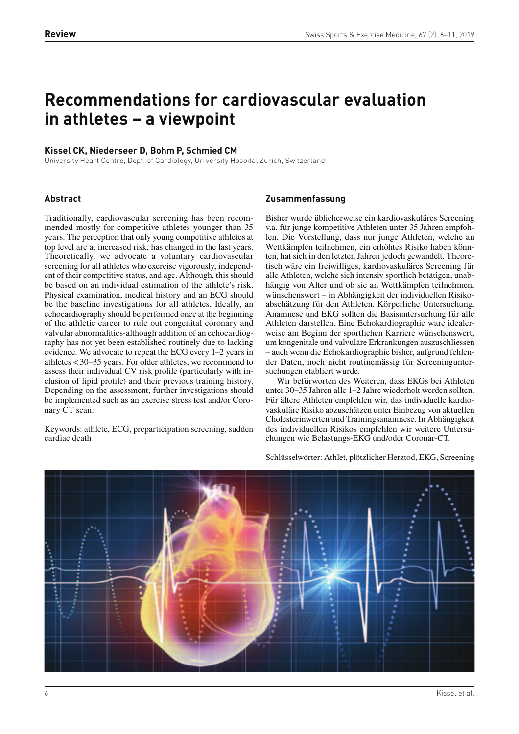Review

# Recommendations for cardiovascular evaluation in athletes – a viewpoint

**Kissel CK, Niederseer D, Bohm P, Schmied CM**

University Heart Centre, Dept. of Cardiology, University Hospital Zurich, Switzerland

## Abstract

Traditionally, cardiovascular screening has been recommended mostly for competitive athletes younger than 35 years. The perception that only young competitive athletes at top level are at increased risk, has changed in the last years. Theoretically, we advocate a voluntary cardiovascular screening for all athletes who exercise vigorously, independent of their competitive status, and age. Although, this should be based on an individual estimation of the athlete's risk. Physical examination, medical history and an ECG should be the baseline investigations for all athletes. Ideally, an echocardiography should be performed once at the beginning of the athletic career to rule out congenital coronary and valvular abnormalities-although addition of an echocardiography has not yet been established routinely due to lacking evidence. We advocate to repeat the ECG every 1–2 years in athletes < 30–35 years. For older athletes, we recommend to assess their individual CV risk profile (particularly with inclusion of lipid profile) and their previous training history. Depending on the assessment, further investigations should be implemented such as an exercise stress test and/or Coronary CT scan.

Keywords: athlete, ECG, preparticipation screening, sudden cardiac death

## Zusammenfassung

Bisher wurde üblicherweise ein kardiovaskuläres Screening v.a. für junge kompetitive Athleten unter 35 Jahren empfohlen. Die Vorstellung, dass nur junge Athleten, welche an Wettkämpfen teilnehmen, ein erhöhtes Risiko haben könnten, hat sich in den letzten Jahren jedoch gewandelt. Theoretisch wäre ein freiwilliges, kardiovaskuläres Screening für alle Athleten, welche sich intensiv sportlich betätigen, unabhängig von Alter und ob sie an Wettkämpfen teilnehmen, wünschenswert – in Abhängigkeit der individuellen Risikoabschätzung für den Athleten. Körperliche Untersuchung, Anamnese und EKG sollten die Basisuntersuchung für alle Athleten darstellen. Eine Echokardiographie wäre idealerweise am Beginn der sportlichen Karriere wünschenswert, um kongenitale und valvuläre Erkrankungen auszuschliessen – auch wenn die Echokardiographie bisher, aufgrund fehlender Daten, noch nicht routinemässig für Screeninguntersuchungen etabliert wurde.

Wir befürworten des Weiteren, dass EKGs bei Athleten unter 30–35 Jahren alle 1–2 Jahre wiederholt werden sollten. Für ältere Athleten empfehlen wir, das individuelle kardiovaskuläre Risiko abzuschätzen unter Einbezug von aktuellen Cholesterinwerten und Trainingsanamnese. In Abhängigkeit des individuellen Risikos empfehlen wir weitere Untersuchungen wie Belastungs-EKG und/oder Coronar-CT.

Schlüsselwörter: Athlet, plötzlicher Herztod, EKG, Screening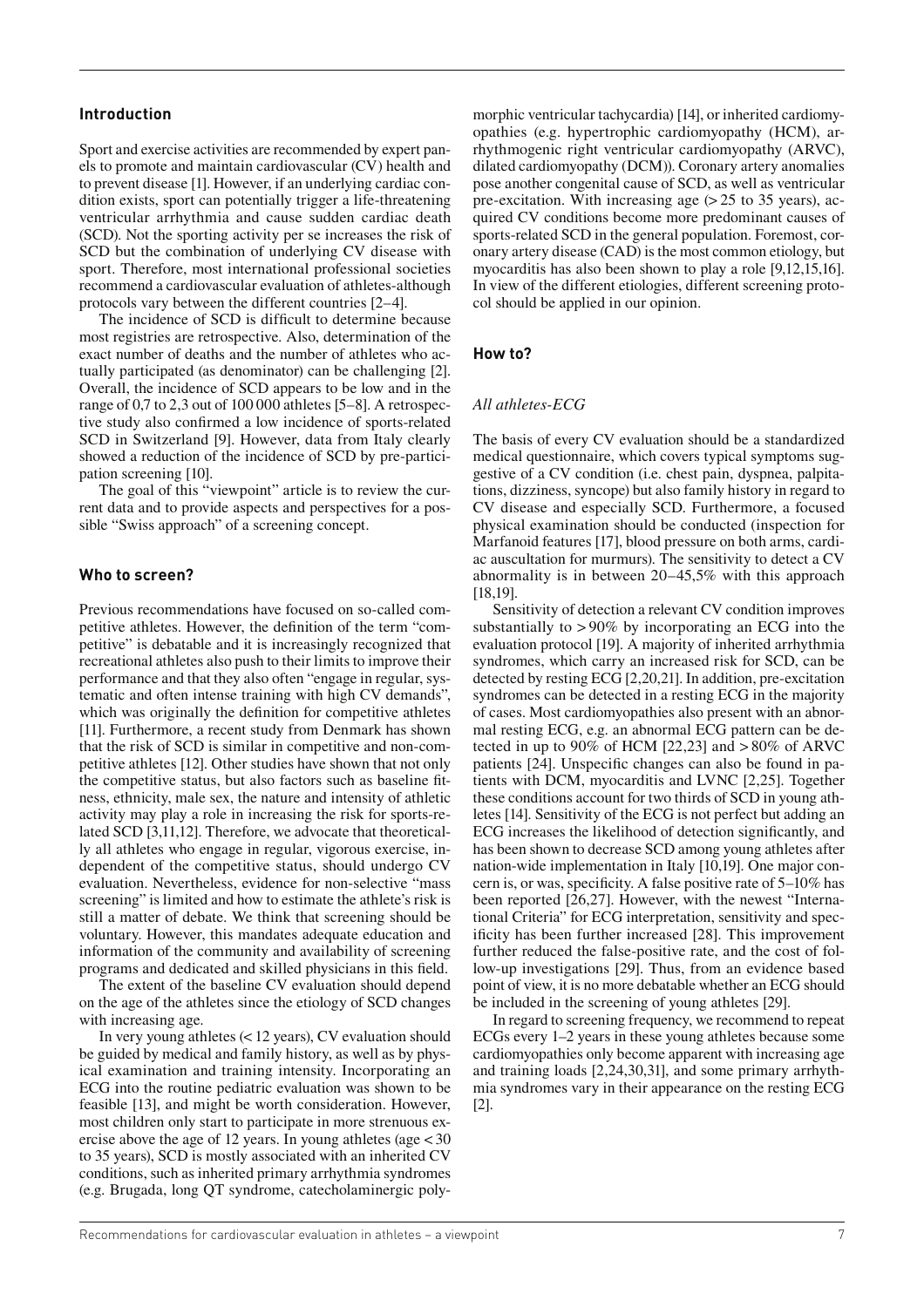## Introduction

Sport and exercise activities are recommended by expert panels to promote and maintain cardiovascular (CV) health and to prevent disease [1]. However, if an underlying cardiac condition exists, sport can potentially trigger a life-threatening ventricular arrhythmia and cause sudden cardiac death (SCD). Not the sporting activity per se increases the risk of SCD but the combination of underlying CV disease with sport. Therefore, most international professional societies recommend a cardiovascular evaluation of athletes-although protocols vary between the different countries [2–4].

The incidence of SCD is difficult to determine because most registries are retrospective. Also, determination of the exact number of deaths and the number of athletes who actually participated (as denominator) can be challenging [2]. Overall, the incidence of SCD appears to be low and in the range of 0,7 to 2,3 out of 100 000 athletes [5–8]. A retrospective study also confirmed a low incidence of sports-related SCD in Switzerland [9]. However, data from Italy clearly showed a reduction of the incidence of SCD by pre-participation screening [10].

The goal of this "viewpoint" article is to review the current data and to provide aspects and perspectives for a possible "Swiss approach" of a screening concept.

## Who to screen?

Previous recommendations have focused on so-called competitive athletes. However, the definition of the term "competitive" is debatable and it is increasingly recognized that recreational athletes also push to their limits to improve their performance and that they also often "engage in regular, systematic and often intense training with high CV demands", which was originally the definition for competitive athletes [11]. Furthermore, a recent study from Denmark has shown that the risk of SCD is similar in competitive and non-competitive athletes [12]. Other studies have shown that not only the competitive status, but also factors such as baseline fitness, ethnicity, male sex, the nature and intensity of athletic activity may play a role in increasing the risk for sports-related SCD [3,11,12]. Therefore, we advocate that theoretically all athletes who engage in regular, vigorous exercise, independent of the competitive status, should undergo CV evaluation. Nevertheless, evidence for non-selective "mass screening" is limited and how to estimate the athlete's risk is still a matter of debate. We think that screening should be voluntary. However, this mandates adequate education and information of the community and availability of screening programs and dedicated and skilled physicians in this field.

The extent of the baseline CV evaluation should depend on the age of the athletes since the etiology of SCD changes with increasing age.

In very young athletes (< 12 years), CV evaluation should be guided by medical and family history, as well as by physical examination and training intensity. Incorporating an ECG into the routine pediatric evaluation was shown to be feasible [13], and might be worth consideration. However, most children only start to participate in more strenuous exercise above the age of 12 years. In young athletes (age < 30 to 35 years), SCD is mostly associated with an inherited CV conditions, such as inherited primary arrhythmia syndromes (e.g. Brugada, long QT syndrome, catecholaminergic polymorphic ventricular tachycardia) [14], or inherited cardiomyopathies (e.g. hypertrophic cardiomyopathy (HCM), arrhythmogenic right ventricular cardiomyopathy (ARVC), dilated cardiomyopathy (DCM)). Coronary artery anomalies pose another congenital cause of SCD, as well as ventricular pre-excitation. With increasing age (> 25 to 35 years), acquired CV conditions become more predominant causes of sports-related SCD in the general population. Foremost, coronary artery disease (CAD) is the most common etiology, but myocarditis has also been shown to play a role [9,12,15,16]. In view of the different etiologies, different screening protocol should be applied in our opinion.

## How to?

### *All athletes-ECG*

The basis of every CV evaluation should be a standardized medical questionnaire, which covers typical symptoms suggestive of a CV condition (i.e. chest pain, dyspnea, palpitations, dizziness, syncope) but also family history in regard to CV disease and especially SCD. Furthermore, a focused physical examination should be conducted (inspection for Marfanoid features [17], blood pressure on both arms, cardiac auscultation for murmurs). The sensitivity to detect a CV abnormality is in between 20–45,5% with this approach [18,19].

Sensitivity of detection a relevant CV condition improves substantially to > 90% by incorporating an ECG into the evaluation protocol [19]. A majority of inherited arrhythmia syndromes, which carry an increased risk for SCD, can be detected by resting ECG [2,20,21]. In addition, pre-excitation syndromes can be detected in a resting ECG in the majority of cases. Most cardiomyopathies also present with an abnormal resting ECG, e.g. an abnormal ECG pattern can be detected in up to 90% of HCM [22,23] and > 80% of ARVC patients [24]. Unspecific changes can also be found in patients with DCM, myocarditis and LVNC [2,25]. Together these conditions account for two thirds of SCD in young athletes [14]. Sensitivity of the ECG is not perfect but adding an ECG increases the likelihood of detection significantly, and has been shown to decrease SCD among young athletes after nation-wide implementation in Italy [10,19]. One major concern is, or was, specificity. A false positive rate of 5–10% has been reported [26,27]. However, with the newest "International Criteria" for ECG interpretation, sensitivity and specificity has been further increased [28]. This improvement further reduced the false-positive rate, and the cost of follow-up investigations [29]. Thus, from an evidence based point of view, it is no more debatable whether an ECG should be included in the screening of young athletes [29].

In regard to screening frequency, we recommend to repeat ECGs every 1–2 years in these young athletes because some cardiomyopathies only become apparent with increasing age and training loads [2,24,30,31], and some primary arrhythmia syndromes vary in their appearance on the resting ECG [2].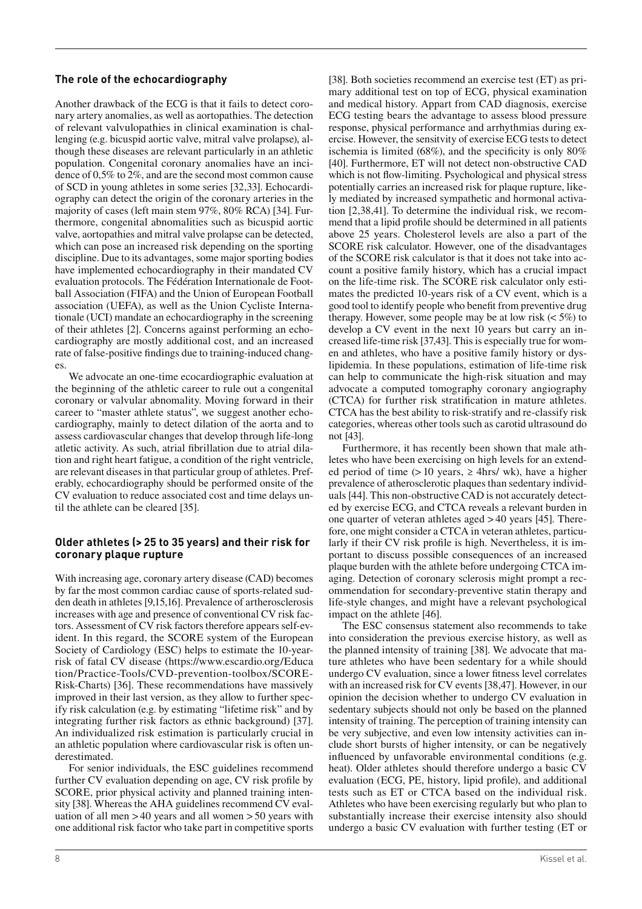## The role of the echocardiography

Another drawback of the ECG is that it fails to detect coronary artery anomalies, as well as aortopathies. The detection of relevant valvulopathies in clinical examination is challenging (e.g. bicuspid aortic valve, mitral valve prolapse), although these diseases are relevant particularly in an athletic population. Congenital coronary anomalies have an incidence of 0,5% to 2%, and are the second most common cause of SCD in young athletes in some series [32,33]. Echocardiography can detect the origin of the coronary arteries in the majority of cases (left main stem 97%, 80% RCA) [34]. Furthermore, congenital abnomalities such as bicuspid aortic valve, aortopathies and mitral valve prolapse can be detected, which can pose an increased risk depending on the sporting discipline. Due to its advantages, some major sporting bodies have implemented echocardiography in their mandated CV evaluation protocols. The Fédération Internationale de Football Association (FIFA) and the Union of European Football association (UEFA), as well as the Union Cycliste Internationale (UCI) mandate an echocardiography in the screening of their athletes [2]. Concerns against performing an echocardiography are mostly additional cost, and an increased rate of false-positive findings due to training-induced changes.

We advocate an one-time ecocardiographic evaluation at the beginning of the athletic career to rule out a congenital coronary or valvular abnomality. Moving forward in their career to "master athlete status", we suggest another echocardiography, mainly to detect dilation of the aorta and to assess cardiovascular changes that develop through life-long atletic activity. As such, atrial fibrillation due to atrial dilation and right heart fatigue, a condition of the right ventricle, are relevant diseases in that particular group of athletes. Preferably, echocardiography should be performed onsite of the CV evaluation to reduce associated cost and time delays until the athlete can be cleared [35].

## Older athletes (> 25 to 35 years) and their risk for coronary plaque rupture

With increasing age, coronary artery disease (CAD) becomes by far the most common cardiac cause of sports-related sudden death in athletes [9,15,16]. Prevalence of artherosclerosis increases with age and presence of conventional CV risk factors. Assessment of CV risk factors therefore appears self-evident. In this regard, the SCORE system of the European Society of Cardiology (ESC) helps to estimate the 10-year-risk of fatal CV disease (https://www.escardio.org/Education/Practice-Tools/CVD-prevention-toolbox/SCORE-Risk-Charts) [36]. These recommendations have massively improved in their last version, as they allow to further specify risk calculation (e.g. by estimating "lifetime risk" and by integrating further risk factors as ethnic background) [37]. An individualized risk estimation is particularly crucial in an athletic population where cardiovascular risk is often underestimated.

For senior individuals, the ESC guidelines recommend further CV evaluation depending on age, CV risk profile by SCORE, prior physical activity and planned training intensity [38]. Whereas the AHA guidelines recommend CV evaluation of all men > 40 years and all women > 50 years with one additional risk factor who take part in competitive sports [38]. Both societies recommend an exercise test (ET) as primary additional test on top of ECG, physical examination and medical history. Apart from CAD diagnosis, exercise ECG testing bears the advantage to assess blood pressure response, physical performance and arrhythmias during exercise. However, the sensitvity of exercise ECG tests to detect ischemia is limited (68%), and the specificity is only 80% [40]. Furthermore, ET will not detect non-obstructive CAD which is not flow-limiting. Psychological and physical stress potentially carries an increased risk for plaque rupture, likely mediated by increased sympathetic and hormonal activation [2,38,41]. To determine the individual risk, we recommend that a lipid profile should be determined in all patients above 25 years. Cholesterol levels are also a part of the SCORE risk calculator. However, one of the disadvantages of the SCORE risk calculator is that it does not take into account a positive family history, which has a crucial impact on the life-time risk. The SCORE risk calculator only estimates the predicted 10-years risk of a CV event, which is a good tool to identify people who benefit from preventive drug therapy. However, some people may be at low risk (< 5%) to develop a CV event in the next 10 years but carry an increased life-time risk [37,43]. This is especially true for women and athletes, who have a positive family history or dyslipidemia. In these populations, estimation of life-time risk can help to communicate the high-risk situation and may advocate a computed tomography coronary angiography (CTCA) for further risk stratification in mature athletes. CTCA has the best ability to risk-stratify and re-classify risk categories, whereas other tools such as carotid ultrasound do not [43].

Furthermore, it has recently been shown that male athletes who have been exercising on high levels for an extended period of time (> 10 years, ≥ 4hrs/ wk), have a higher prevalence of atherosclerotic plaques than sedentary individuals [44]. This non-obstructive CAD is not accurately detected by exercise ECG, and CTCA reveals a relevant burden in one quarter of veteran athletes aged > 40 years [45]. Therefore, one might consider a CTCA in veteran athletes, particularly if their CV risk profile is high. Nevertheless, it is important to discuss possible consequences of an increased plaque burden with the athlete before undergoing CTCA imaging. Detection of coronary sclerosis might prompt a recommendation for secondary-preventive statin therapy and life-style changes, and might have a relevant psychological impact on the athlete [46].

The ESC consensus statement also recommends to take into consideration the previous exercise history, as well as the planned intensity of training [38]. We advocate that mature athletes who have been sedentary for a while should undergo CV evaluation, since a lower fitness level correlates with an increased risk for CV events [38,47]. However, in our opinion the decision whether to undergo CV evaluation in sedentary subjects should not only be based on the planned intensity of training. The perception of training intensity can be very subjective, and even low intensity activities can include short bursts of higher intensity, or can be negatively influenced by unfavorable environmental conditions (e.g. heat). Older athletes should therefore undergo a basic CV evaluation (ECG, PE, history, lipid profile), and additional tests such as ET or CTCA based on the individual risk. Athletes who have been exercising regularly but who plan to substantially increase their exercise intensity also should undergo a basic CV evaluation with further testing (ET or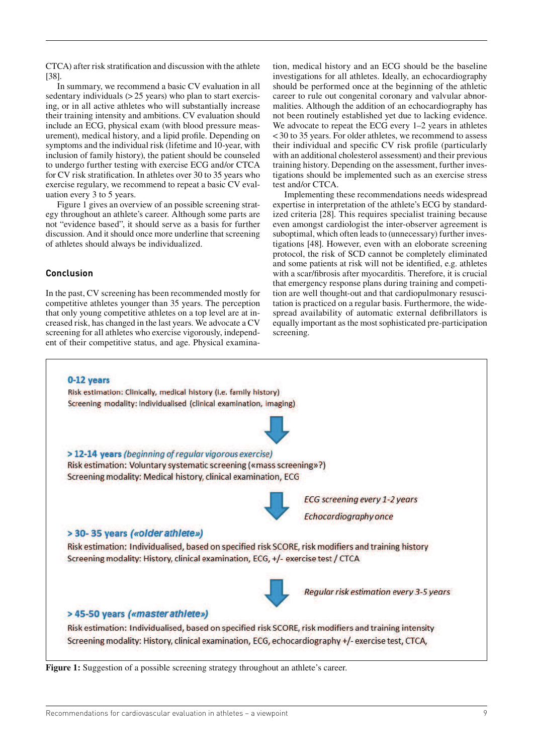CTCA) after risk stratification and discussion with the athlete [38].

In summary, we recommend a basic CV evaluation in all sedentary individuals (> 25 years) who plan to start exercising, or in all active athletes who will substantially increase their training intensity and ambitions. CV evaluation should include an ECG, physical exam (with blood pressure measurement), medical history, and a lipid profile. Depending on symptoms and the individual risk (lifetime and 10-year, with inclusion of family history), the patient should be counseled to undergo further testing with exercise ECG and/or CTCA for CV risk stratification. In athletes over 30 to 35 years who exercise regulary, we recommend to repeat a basic CV evaluation every 3 to 5 years.

Figure 1 gives an overview of an possible screening strategy throughout an athlete's career. Although some parts are not "evidence based", it should serve as a basis for further discussion. And it should once more underline that screening of athletes should always be individualized.

## Conclusion

In the past, CV screening has been recommended mostly for competitive athletes younger than 35 years. The perception that only young competitive athletes on a top level are at increased risk, has changed in the last years. We advocate a CV screening for all athletes who exercise vigorously, independent of their competitive status, and age. Physical examination, medical history and an ECG should be the baseline investigations for all athletes. Ideally, an echocardiography should be performed once at the beginning of the athletic career to rule out congenital coronary and valvular abnormalities. Although the addition of an echocardiography has not been routinely established yet due to lacking evidence. We advocate to repeat the ECG every 1–2 years in athletes < 30 to 35 years. For older athletes, we recommend to assess their individual and specific CV risk profile (particularly with an additional cholesterol assessment) and their previous training history. Depending on the assessment, further investigations should be implemented such as an exercise stress test and/or CTCA.

Implementing these recommendations needs widespread expertise in interpretation of the athlete's ECG by standardized criteria [28]. This requires specialist training because even amongst cardiologist the inter-observer agreement is suboptimal, which often leads to (unnecessary) further investigations [48]. However, even with an eloborate screening protocol, the risk of SCD cannot be completely eliminated and some patients at risk will not be identified, e.g. athletes with a scar/fibrosis after myocarditis. Therefore, it is crucial that emergency response plans during training and competition are well thought-out and that cardiopulmonary resuscitation is practiced on a regular basis. Furthermore, the widespread availability of automatic external defibrillators is equally important as the most sophisticated pre-participation screening.

**0-12 years**
Risk estimation: Clinically, medical history (i.e. family history)
Screening modality: Individualised (clinical examination, imaging)

**> 12-14 years** *(beginning of regular vigorous exercise)*
Risk estimation: Voluntary systematic screening («mass screening»?)
Screening modality: Medical history, clinical examination, ECG

*ECG screening every 1-2 years*
*Echocardiography once*

**> 30- 35 years** ***(«older athlete»)***
Risk estimation: Individualised, based on specified risk SCORE, risk modifiers and training history
Screening modality: History, clinical examination, ECG, +/- exercise test / CTCA

*Regular risk estimation every 3-5 years*

**> 45-50 years** ***(«master athlete»)***
Risk estimation: Individualised, based on specified risk SCORE, risk modifiers and training intensity
Screening modality: History, clinical examination, ECG, echocardiography +/- exercise test, CTCA,

**Figure 1:** Suggestion of a possible screening strategy throughout an athlete's career.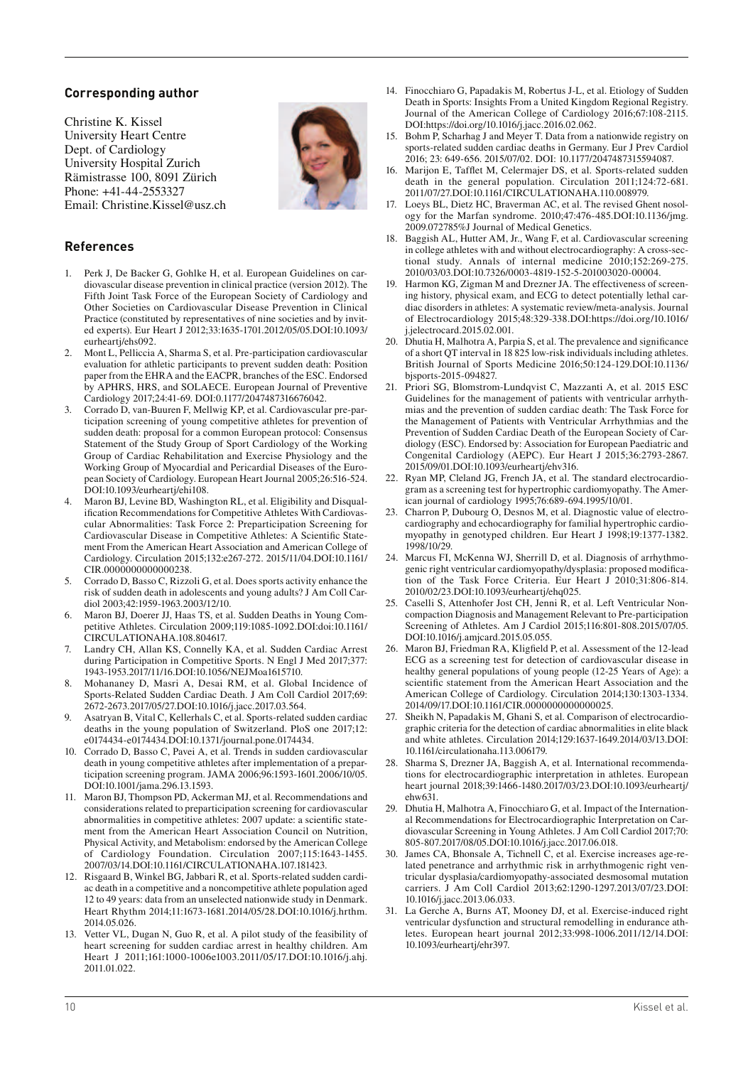## Corresponding author

Christine K. Kissel
University Heart Centre
Dept. of Cardiology
University Hospital Zurich
Rämistrasse 100, 8091 Zürich
Phone: +41-44-2553327
Email: Christine.Kissel@usz.ch

## References

1. Perk J, De Backer G, Gohlke H, et al. European Guidelines on cardiovascular disease prevention in clinical practice (version 2012). The Fifth Joint Task Force of the European Society of Cardiology and Other Societies on Cardiovascular Disease Prevention in Clinical Practice (constituted by representatives of nine societies and by invited experts). Eur Heart J 2012;33:1635-1701.2012/05/05.DOI:10.1093/eurheartj/ehs092.
2. Mont L, Pelliccia A, Sharma S, et al. Pre-participation cardiovascular evaluation for athletic participants to prevent sudden death: Position paper from the EHRA and the EACPR, branches of the ESC. Endorsed by APHRS, HRS, and SOLAECE. European Journal of Preventive Cardiology 2017;24:41-69. DOI:0.1177/2047487316676042.
3. Corrado D, van-Buuren F, Mellwig KP, et al. Cardiovascular pre-participation screening of young competitive athletes for prevention of sudden death: proposal for a common European protocol: Consensus Statement of the Study Group of Sport Cardiology of the Working Group of Cardiac Rehabilitation and Exercise Physiology and the Working Group of Myocardial and Pericardial Diseases of the European Society of Cardiology. European Heart Journal 2005;26:516-524. DOI:10.1093/eurheartj/ehi108.
4. Maron BJ, Levine BD, Washington RL, et al. Eligibility and Disqualification Recommendations for Competitive Athletes With Cardiovascular Abnormalities: Task Force 2: Preparticipation Screening for Cardiovascular Disease in Competitive Athletes: A Scientific Statement From the American Heart Association and American College of Cardiology. Circulation 2015;132:e267-272. 2015/11/04.DOI:10.1161/CIR.0000000000000238.
5. Corrado D, Basso C, Rizzoli G, et al. Does sports activity enhance the risk of sudden death in adolescents and young adults? J Am Coll Cardiol 2003;42:1959-1963.2003/12/10.
6. Maron BJ, Doerer JJ, Haas TS, et al. Sudden Deaths in Young Competitive Athletes. Circulation 2009;119:1085-1092.DOI:doi:10.1161/CIRCULATIONAHA.108.804617.
7. Landry CH, Allan KS, Connelly KA, et al. Sudden Cardiac Arrest during Participation in Competitive Sports. N Engl J Med 2017;377: 1943-1953.2017/11/16.DOI:10.1056/NEJMoa1615710.
8. Mohananey D, Masri A, Desai RM, et al. Global Incidence of Sports-Related Sudden Cardiac Death. J Am Coll Cardiol 2017;69: 2672-2673.2017/05/27.DOI:10.1016/j.jacc.2017.03.564.
9. Asatryan B, Vital C, Kellerhals C, et al. Sports-related sudden cardiac deaths in the young population of Switzerland. PloS one 2017;12: e0174434-e0174434.DOI:10.1371/journal.pone.0174434.
10. Corrado D, Basso C, Pavei A, et al. Trends in sudden cardiovascular death in young competitive athletes after implementation of a preparticipation screening program. JAMA 2006;96:1593-1601.2006/10/05. DOI:10.1001/jama.296.13.1593.
11. Maron BJ, Thompson PD, Ackerman MJ, et al. Recommendations and considerations related to preparticipation screening for cardiovascular abnormalities in competitive athletes: 2007 update: a scientific statement from the American Heart Association Council on Nutrition, Physical Activity, and Metabolism: endorsed by the American College of Cardiology Foundation. Circulation 2007;115:1643-1455. 2007/03/14.DOI:10.1161/CIRCULATIONAHA.107.181423.
12. Risgaard B, Winkel BG, Jabbari R, et al. Sports-related sudden cardiac death in a competitive and a noncompetitive athlete population aged 12 to 49 years: data from an unselected nationwide study in Denmark. Heart Rhythm 2014;11:1673-1681.2014/05/28.DOI:10.1016/j.hrthm.2014.05.026.
13. Vetter VL, Dugan N, Guo R, et al. A pilot study of the feasibility of heart screening for sudden cardiac arrest in healthy children. Am Heart J 2011;161:1000-1006e1003.2011/05/17.DOI:10.1016/j.ahj.2011.01.022.
14. Finocchiaro G, Papadakis M, Robertus J-L, et al. Etiology of Sudden Death in Sports: Insights From a United Kingdom Regional Registry. Journal of the American College of Cardiology 2016;67:108-2115. DOI:https://doi.org/10.1016/j.jacc.2016.02.062.
15. Bohm P, Scharhag J and Meyer T. Data from a nationwide registry on sports-related sudden cardiac deaths in Germany. Eur J Prev Cardiol 2016; 23: 649-656. 2015/07/02. DOI: 10.1177/2047487315594087.
16. Marijon E, Tafflet M, Celermajer DS, et al. Sports-related sudden death in the general population. Circulation 2011;124:72-681. 2011/07/27.DOI:10.1161/CIRCULATIONAHA.110.008979.
17. Loeys BL, Dietz HC, Braverman AC, et al. The revised Ghent nosology for the Marfan syndrome. 2010;47:476-485.DOI:10.1136/jmg.2009.072785%J Journal of Medical Genetics.
18. Baggish AL, Hutter AM, Jr., Wang F, et al. Cardiovascular screening in college athletes with and without electrocardiography: A cross-sectional study. Annals of internal medicine 2010;152:269-275. 2010/03/03.DOI:10.7326/0003-4819-152-5-201003020-00004.
19. Harmon KG, Zigman M and Drezner JA. The effectiveness of screening history, physical exam, and ECG to detect potentially lethal cardiac disorders in athletes: A systematic review/meta-analysis. Journal of Electrocardiology 2015;48:329-338.DOI:https://doi.org/10.1016/j.jelectrocard.2015.02.001.
20. Dhutia H, Malhotra A, Parpia S, et al. The prevalence and significance of a short QT interval in 18 825 low-risk individuals including athletes. British Journal of Sports Medicine 2016;50:124-129.DOI:10.1136/bjsports-2015-094827.
21. Priori SG, Blomstrom-Lundqvist C, Mazzanti A, et al. 2015 ESC Guidelines for the management of patients with ventricular arrhythmias and the prevention of sudden cardiac death: The Task Force for the Management of Patients with Ventricular Arrhythmias and the Prevention of Sudden Cardiac Death of the European Society of Cardiology (ESC). Endorsed by: Association for European Paediatric and Congenital Cardiology (AEPC). Eur Heart J 2015;36:2793-2867. 2015/09/01.DOI:10.1093/eurheartj/ehv316.
22. Ryan MP, Cleland JG, French JA, et al. The standard electrocardiogram as a screening test for hypertrophic cardiomyopathy. The American journal of cardiology 1995;76:689-694.1995/10/01.
23. Charron P, Dubourg O, Desnos M, et al. Diagnostic value of electrocardiography and echocardiography for familial hypertrophic cardiomyopathy in genotyped children. Eur Heart J 1998;19:1377-1382. 1998/10/29.
24. Marcus FI, McKenna WJ, Sherrill D, et al. Diagnosis of arrhythmogenic right ventricular cardiomyopathy/dysplasia: proposed modification of the Task Force Criteria. Eur Heart J 2010;31:806-814. 2010/02/23.DOI:10.1093/eurheartj/ehq025.
25. Caselli S, Attenhofer Jost CH, Jenni R, et al. Left Ventricular Noncompaction Diagnosis and Management Relevant to Pre-participation Screening of Athletes. Am J Cardiol 2015;116:801-808.2015/07/05. DOI:10.1016/j.amjcard.2015.05.055.
26. Maron BJ, Friedman RA, Kligfield P, et al. Assessment of the 12-lead ECG as a screening test for detection of cardiovascular disease in healthy general populations of young people (12-25 Years of Age): a scientific statement from the American Heart Association and the American College of Cardiology. Circulation 2014;130:1303-1334. 2014/09/17.DOI:10.1161/CIR.0000000000000025.
27. Sheikh N, Papadakis M, Ghani S, et al. Comparison of electrocardiographic criteria for the detection of cardiac abnormalities in elite black and white athletes. Circulation 2014;129:1637-1649.2014/03/13.DOI: 10.1161/circulationaha.113.006179.
28. Sharma S, Drezner JA, Baggish A, et al. International recommendations for electrocardiographic interpretation in athletes. European heart journal 2018;39:1466-1480.2017/03/23.DOI:10.1093/eurheartj/ehw631.
29. Dhutia H, Malhotra A, Finocchiaro G, et al. Impact of the International Recommendations for Electrocardiographic Interpretation on Cardiovascular Screening in Young Athletes. J Am Coll Cardiol 2017;70: 805-807.2017/08/05.DOI:10.1016/j.jacc.2017.06.018.
30. James CA, Bhonsale A, Tichnell C, et al. Exercise increases age-related penetrance and arrhythmic risk in arrhythmogenic right ventricular dysplasia/cardiomyopathy-associated desmosomal mutation carriers. J Am Coll Cardiol 2013;62:1290-1297.2013/07/23.DOI: 10.1016/j.jacc.2013.06.033.
31. La Gerche A, Burns AT, Mooney DJ, et al. Exercise-induced right ventricular dysfunction and structural remodelling in endurance athletes. European heart journal 2012;33:998-1006.2011/12/14.DOI: 10.1093/eurheartj/ehr397.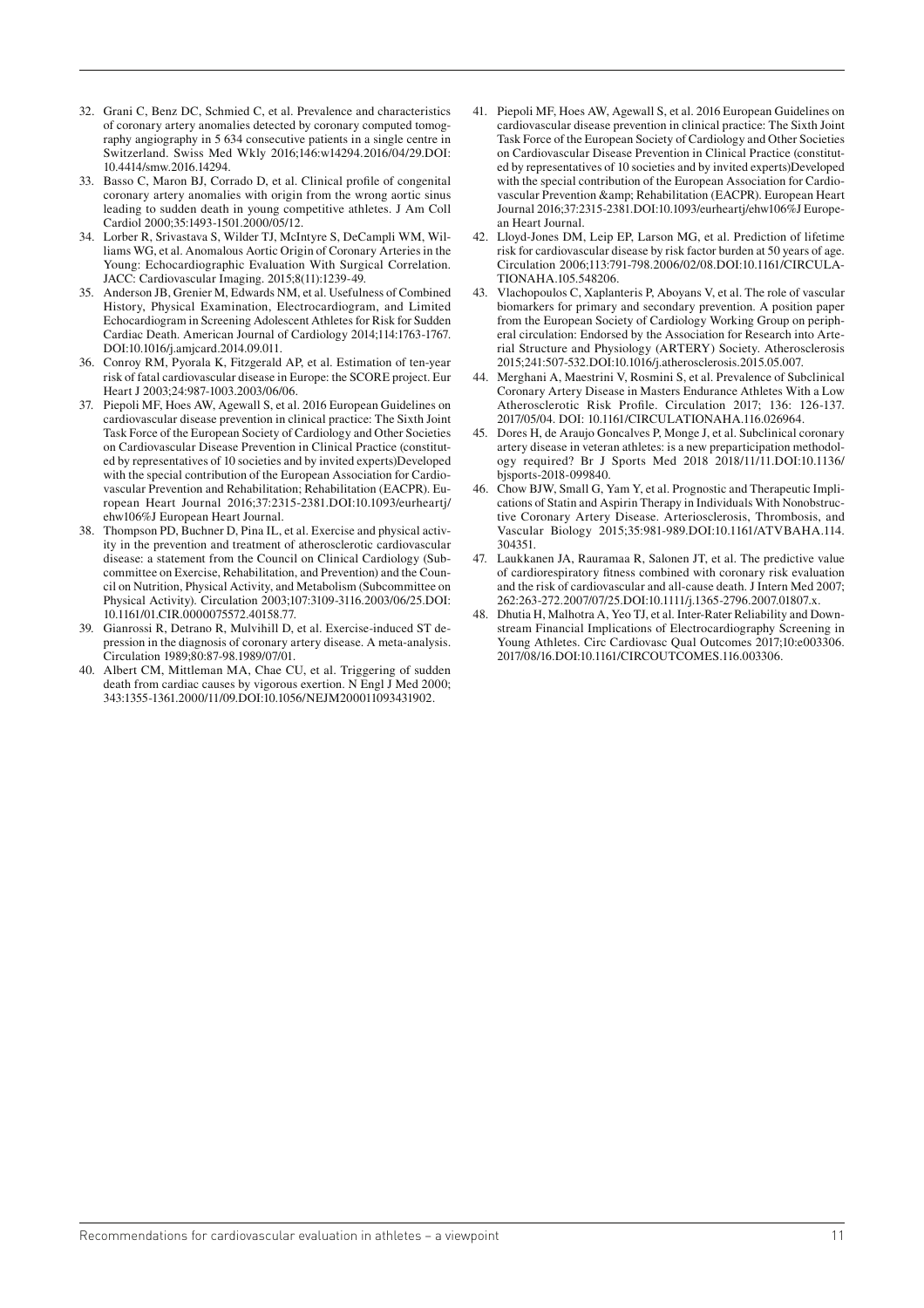32. Grani C, Benz DC, Schmied C, et al. Prevalence and characteristics of coronary artery anomalies detected by coronary computed tomography angiography in 5 634 consecutive patients in a single centre in Switzerland. Swiss Med Wkly 2016;146:w14294.2016/04/29.DOI: 10.4414/smw.2016.14294.
33. Basso C, Maron BJ, Corrado D, et al. Clinical profile of congenital coronary artery anomalies with origin from the wrong aortic sinus leading to sudden death in young competitive athletes. J Am Coll Cardiol 2000;35:1493-1501.2000/05/12.
34. Lorber R, Srivastava S, Wilder TJ, McIntyre S, DeCampli WM, Williams WG, et al. Anomalous Aortic Origin of Coronary Arteries in the Young: Echocardiographic Evaluation With Surgical Correlation. JACC: Cardiovascular Imaging. 2015;8(11):1239-49.
35. Anderson JB, Grenier M, Edwards NM, et al. Usefulness of Combined History, Physical Examination, Electrocardiogram, and Limited Echocardiogram in Screening Adolescent Athletes for Risk for Sudden Cardiac Death. American Journal of Cardiology 2014;114:1763-1767. DOI:10.1016/j.amjcard.2014.09.011.
36. Conroy RM, Pyorala K, Fitzgerald AP, et al. Estimation of ten-year risk of fatal cardiovascular disease in Europe: the SCORE project. Eur Heart J 2003;24:987-1003.2003/06/06.
37. Piepoli MF, Hoes AW, Agewall S, et al. 2016 European Guidelines on cardiovascular disease prevention in clinical practice: The Sixth Joint Task Force of the European Society of Cardiology and Other Societies on Cardiovascular Disease Prevention in Clinical Practice (constituted by representatives of 10 societies and by invited experts)Developed with the special contribution of the European Association for Cardiovascular Prevention and Rehabilitation; Rehabilitation (EACPR). European Heart Journal 2016;37:2315-2381.DOI:10.1093/eurheartj/ehw106%J European Heart Journal.
38. Thompson PD, Buchner D, Pina IL, et al. Exercise and physical activity in the prevention and treatment of atherosclerotic cardiovascular disease: a statement from the Council on Clinical Cardiology (Subcommittee on Exercise, Rehabilitation, and Prevention) and the Council on Nutrition, Physical Activity, and Metabolism (Subcommittee on Physical Activity). Circulation 2003;107:3109-3116.2003/06/25.DOI: 10.1161/01.CIR.0000075572.40158.77.
39. Gianrossi R, Detrano R, Mulvihill D, et al. Exercise-induced ST depression in the diagnosis of coronary artery disease. A meta-analysis. Circulation 1989;80:87-98.1989/07/01.
40. Albert CM, Mittleman MA, Chae CU, et al. Triggering of sudden death from cardiac causes by vigorous exertion. N Engl J Med 2000; 343:1355-1361.2000/11/09.DOI:10.1056/NEJM200011093431902.
41. Piepoli MF, Hoes AW, Agewall S, et al. 2016 European Guidelines on cardiovascular disease prevention in clinical practice: The Sixth Joint Task Force of the European Society of Cardiology and Other Societies on Cardiovascular Disease Prevention in Clinical Practice (constituted by representatives of 10 societies and by invited experts)Developed with the special contribution of the European Association for Cardiovascular Prevention &amp; Rehabilitation (EACPR). European Heart Journal 2016;37:2315-2381.DOI:10.1093/eurheartj/ehw106%J European Heart Journal.
42. Lloyd-Jones DM, Leip EP, Larson MG, et al. Prediction of lifetime risk for cardiovascular disease by risk factor burden at 50 years of age. Circulation 2006;113:791-798.2006/02/08.DOI:10.1161/CIRCULATIONAHA.105.548206.
43. Vlachopoulos C, Xaplanteris P, Aboyans V, et al. The role of vascular biomarkers for primary and secondary prevention. A position paper from the European Society of Cardiology Working Group on peripheral circulation: Endorsed by the Association for Research into Arterial Structure and Physiology (ARTERY) Society. Atherosclerosis 2015;241:507-532.DOI:10.1016/j.atherosclerosis.2015.05.007.
44. Merghani A, Maestrini V, Rosmini S, et al. Prevalence of Subclinical Coronary Artery Disease in Masters Endurance Athletes With a Low Atherosclerotic Risk Profile. Circulation 2017; 136: 126-137. 2017/05/04. DOI: 10.1161/CIRCULATIONAHA.116.026964.
45. Dores H, de Araujo Goncalves P, Monge J, et al. Subclinical coronary artery disease in veteran athletes: is a new preparticipation methodology required? Br J Sports Med 2018 2018/11/11.DOI:10.1136/bjsports-2018-099840.
46. Chow BJW, Small G, Yam Y, et al. Prognostic and Therapeutic Implications of Statin and Aspirin Therapy in Individuals With Nonobstructive Coronary Artery Disease. Arteriosclerosis, Thrombosis, and Vascular Biology 2015;35:981-989.DOI:10.1161/ATVBAHA.114.304351.
47. Laukkanen JA, Rauramaa R, Salonen JT, et al. The predictive value of cardiorespiratory fitness combined with coronary risk evaluation and the risk of cardiovascular and all-cause death. J Intern Med 2007; 262:263-272.2007/07/25.DOI:10.1111/j.1365-2796.2007.01807.x.
48. Dhutia H, Malhotra A, Yeo TJ, et al. Inter-Rater Reliability and Downstream Financial Implications of Electrocardiography Screening in Young Athletes. Circ Cardiovasc Qual Outcomes 2017;10:e003306. 2017/08/16.DOI:10.1161/CIRCOUTCOMES.116.003306.